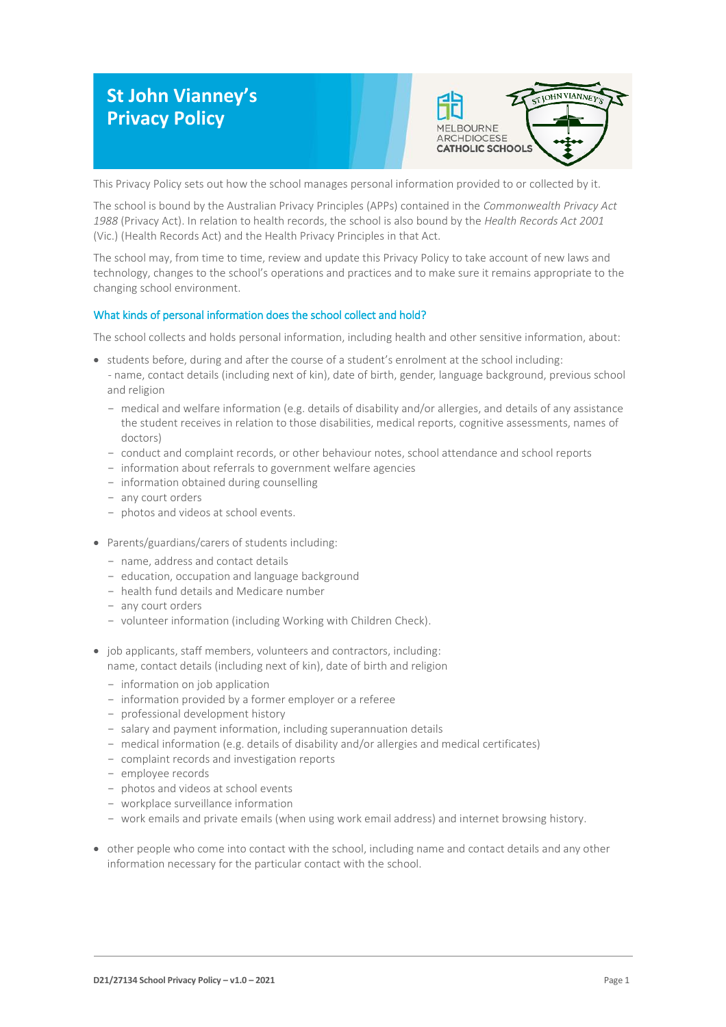# St John Vianney's Privacy Policy

This Privacy Policy sets out how the school manages personal information provided to or collected by it.

The school is bound by the Australian Privacy Principles (APPs) contained in the *Commonwealth Privacy Act 1988* (Privacy Act). In relation to health records, the school is also bound by the *Health Records Act 2001* (Vic.) (Health Records Act) and the Health Privacy Principles in that Act.

The school may, from time to time, review and update this Privacy Policy to take account of new laws and technology, changes to the school's operations and practices and to make sure it remains appropriate to the changing school environment.

## What kinds of personal information does the school collect and hold?

The school collects and holds personal information, including health and other sensitive information, about:

- students before, during and after the course of a student's enrolment at the school including:
  - name, contact details (including next of kin), date of birth, gender, language background, previous school and religion
  - medical and welfare information (e.g. details of disability and/or allergies, and details of any assistance the student receives in relation to those disabilities, medical reports, cognitive assessments, names of doctors)
  - conduct and complaint records, or other behaviour notes, school attendance and school reports
  - information about referrals to government welfare agencies
  - information obtained during counselling
  - any court orders
  - photos and videos at school events.
- Parents/guardians/carers of students including:
  - name, address and contact details
  - education, occupation and language background
  - health fund details and Medicare number
  - any court orders
  - volunteer information (including Working with Children Check).
- job applicants, staff members, volunteers and contractors, including: name, contact details (including next of kin), date of birth and religion
  - information on job application
  - information provided by a former employer or a referee
  - professional development history
  - salary and payment information, including superannuation details
  - medical information (e.g. details of disability and/or allergies and medical certificates)
  - complaint records and investigation reports
  - employee records
  - photos and videos at school events
  - workplace surveillance information
  - work emails and private emails (when using work email address) and internet browsing history.
- other people who come into contact with the school, including name and contact details and any other information necessary for the particular contact with the school.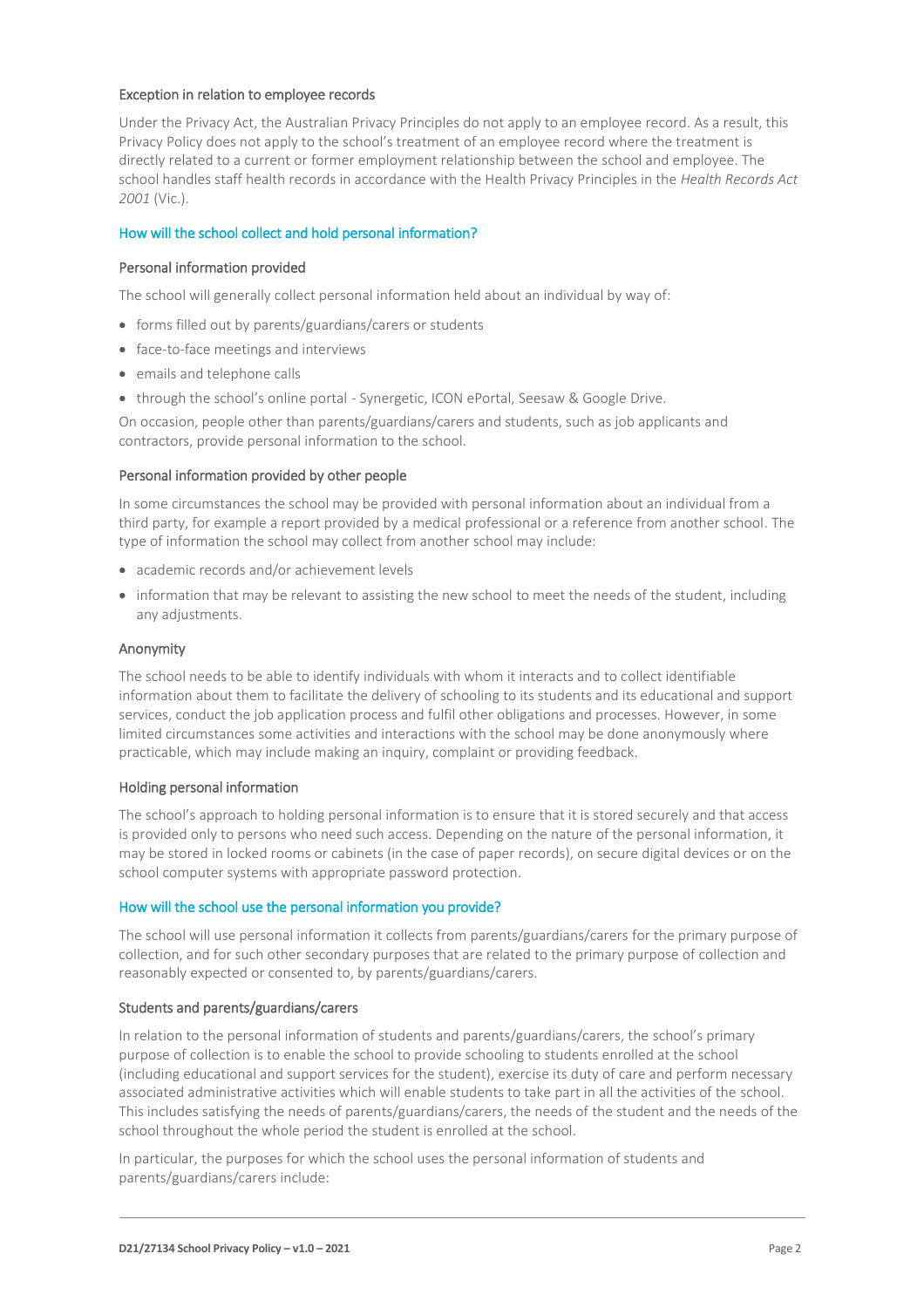### Exception in relation to employee records

Under the Privacy Act, the Australian Privacy Principles do not apply to an employee record. As a result, this Privacy Policy does not apply to the school's treatment of an employee record where the treatment is directly related to a current or former employment relationship between the school and employee. The school handles staff health records in accordance with the Health Privacy Principles in the *Health Records Act 2001* (Vic.).

## How will the school collect and hold personal information?

### Personal information provided

The school will generally collect personal information held about an individual by way of:

- forms filled out by parents/guardians/carers or students
- face-to-face meetings and interviews
- emails and telephone calls
- through the school's online portal - Synergetic, ICON ePortal, Seesaw & Google Drive.

On occasion, people other than parents/guardians/carers and students, such as job applicants and contractors, provide personal information to the school.

### Personal information provided by other people

In some circumstances the school may be provided with personal information about an individual from a third party, for example a report provided by a medical professional or a reference from another school. The type of information the school may collect from another school may include:

- academic records and/or achievement levels
- information that may be relevant to assisting the new school to meet the needs of the student, including any adjustments.

### Anonymity

The school needs to be able to identify individuals with whom it interacts and to collect identifiable information about them to facilitate the delivery of schooling to its students and its educational and support services, conduct the job application process and fulfil other obligations and processes. However, in some limited circumstances some activities and interactions with the school may be done anonymously where practicable, which may include making an inquiry, complaint or providing feedback.

### Holding personal information

The school's approach to holding personal information is to ensure that it is stored securely and that access is provided only to persons who need such access. Depending on the nature of the personal information, it may be stored in locked rooms or cabinets (in the case of paper records), on secure digital devices or on the school computer systems with appropriate password protection.

## How will the school use the personal information you provide?

The school will use personal information it collects from parents/guardians/carers for the primary purpose of collection, and for such other secondary purposes that are related to the primary purpose of collection and reasonably expected or consented to, by parents/guardians/carers.

### Students and parents/guardians/carers

In relation to the personal information of students and parents/guardians/carers, the school's primary purpose of collection is to enable the school to provide schooling to students enrolled at the school (including educational and support services for the student), exercise its duty of care and perform necessary associated administrative activities which will enable students to take part in all the activities of the school. This includes satisfying the needs of parents/guardians/carers, the needs of the student and the needs of the school throughout the whole period the student is enrolled at the school.

In particular, the purposes for which the school uses the personal information of students and parents/guardians/carers include: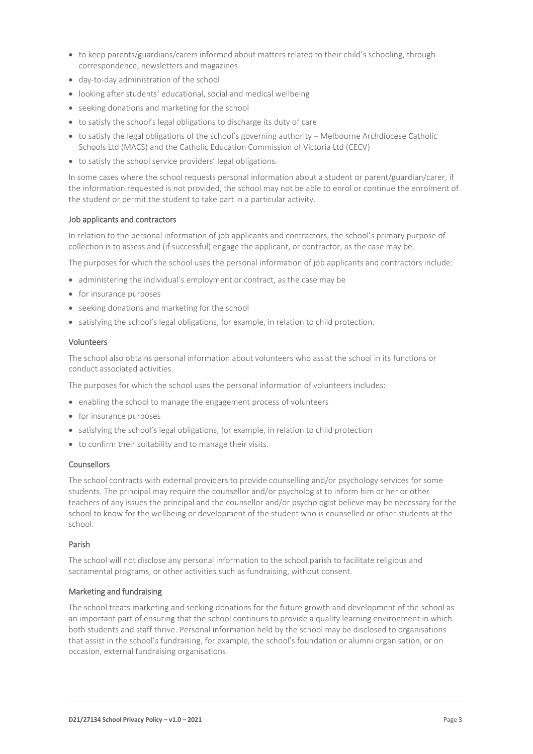- to keep parents/guardians/carers informed about matters related to their child's schooling, through correspondence, newsletters and magazines
- day-to-day administration of the school
- looking after students' educational, social and medical wellbeing
- seeking donations and marketing for the school
- to satisfy the school's legal obligations to discharge its duty of care
- to satisfy the legal obligations of the school's governing authority – Melbourne Archdiocese Catholic Schools Ltd (MACS) and the Catholic Education Commission of Victoria Ltd (CECV)
- to satisfy the school service providers' legal obligations.

In some cases where the school requests personal information about a student or parent/guardian/carer, if the information requested is not provided, the school may not be able to enrol or continue the enrolment of the student or permit the student to take part in a particular activity.

### Job applicants and contractors

In relation to the personal information of job applicants and contractors, the school's primary purpose of collection is to assess and (if successful) engage the applicant, or contractor, as the case may be.

The purposes for which the school uses the personal information of job applicants and contractors include:

- administering the individual's employment or contract, as the case may be
- for insurance purposes
- seeking donations and marketing for the school
- satisfying the school's legal obligations, for example, in relation to child protection.

### Volunteers

The school also obtains personal information about volunteers who assist the school in its functions or conduct associated activities.

The purposes for which the school uses the personal information of volunteers includes:

- enabling the school to manage the engagement process of volunteers
- for insurance purposes
- satisfying the school's legal obligations, for example, in relation to child protection
- to confirm their suitability and to manage their visits.

### Counsellors

The school contracts with external providers to provide counselling and/or psychology services for some students. The principal may require the counsellor and/or psychologist to inform him or her or other teachers of any issues the principal and the counsellor and/or psychologist believe may be necessary for the school to know for the wellbeing or development of the student who is counselled or other students at the school.

### Parish

The school will not disclose any personal information to the school parish to facilitate religious and sacramental programs, or other activities such as fundraising, without consent.

### Marketing and fundraising

The school treats marketing and seeking donations for the future growth and development of the school as an important part of ensuring that the school continues to provide a quality learning environment in which both students and staff thrive. Personal information held by the school may be disclosed to organisations that assist in the school's fundraising, for example, the school's foundation or alumni organisation, or on occasion, external fundraising organisations.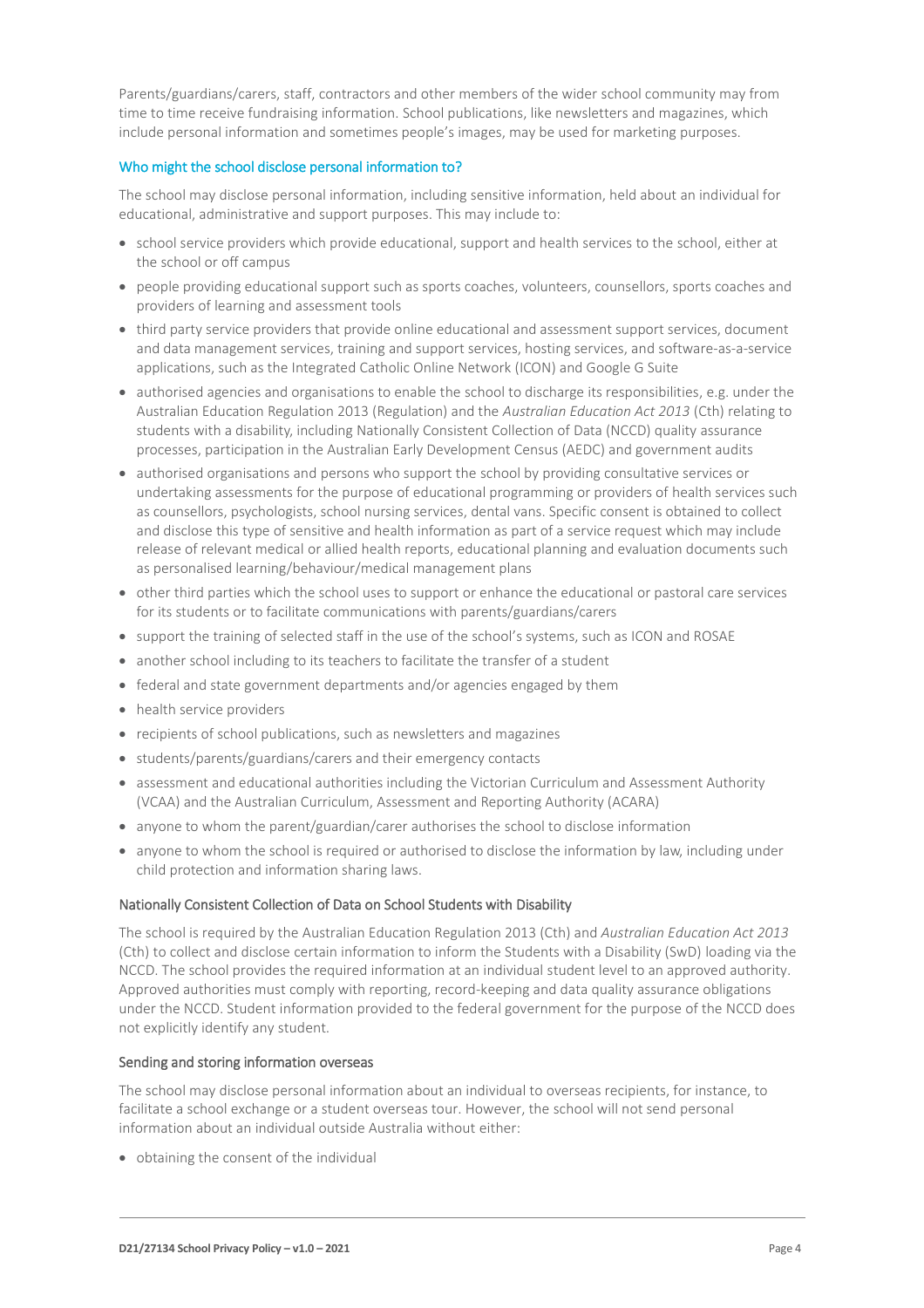Parents/guardians/carers, staff, contractors and other members of the wider school community may from time to time receive fundraising information. School publications, like newsletters and magazines, which include personal information and sometimes people's images, may be used for marketing purposes.

### Who might the school disclose personal information to?

The school may disclose personal information, including sensitive information, held about an individual for educational, administrative and support purposes. This may include to:

- school service providers which provide educational, support and health services to the school, either at the school or off campus
- people providing educational support such as sports coaches, volunteers, counsellors, sports coaches and providers of learning and assessment tools
- third party service providers that provide online educational and assessment support services, document and data management services, training and support services, hosting services, and software-as-a-service applications, such as the Integrated Catholic Online Network (ICON) and Google G Suite
- authorised agencies and organisations to enable the school to discharge its responsibilities, e.g. under the Australian Education Regulation 2013 (Regulation) and the *Australian Education Act 2013* (Cth) relating to students with a disability, including Nationally Consistent Collection of Data (NCCD) quality assurance processes, participation in the Australian Early Development Census (AEDC) and government audits
- authorised organisations and persons who support the school by providing consultative services or undertaking assessments for the purpose of educational programming or providers of health services such as counsellors, psychologists, school nursing services, dental vans. Specific consent is obtained to collect and disclose this type of sensitive and health information as part of a service request which may include release of relevant medical or allied health reports, educational planning and evaluation documents such as personalised learning/behaviour/medical management plans
- other third parties which the school uses to support or enhance the educational or pastoral care services for its students or to facilitate communications with parents/guardians/carers
- support the training of selected staff in the use of the school's systems, such as ICON and ROSAE
- another school including to its teachers to facilitate the transfer of a student
- federal and state government departments and/or agencies engaged by them
- health service providers
- recipients of school publications, such as newsletters and magazines
- students/parents/guardians/carers and their emergency contacts
- assessment and educational authorities including the Victorian Curriculum and Assessment Authority (VCAA) and the Australian Curriculum, Assessment and Reporting Authority (ACARA)
- anyone to whom the parent/guardian/carer authorises the school to disclose information
- anyone to whom the school is required or authorised to disclose the information by law, including under child protection and information sharing laws.

#### Nationally Consistent Collection of Data on School Students with Disability

The school is required by the Australian Education Regulation 2013 (Cth) and *Australian Education Act 2013* (Cth) to collect and disclose certain information to inform the Students with a Disability (SwD) loading via the NCCD. The school provides the required information at an individual student level to an approved authority. Approved authorities must comply with reporting, record-keeping and data quality assurance obligations under the NCCD. Student information provided to the federal government for the purpose of the NCCD does not explicitly identify any student.

#### Sending and storing information overseas

The school may disclose personal information about an individual to overseas recipients, for instance, to facilitate a school exchange or a student overseas tour. However, the school will not send personal information about an individual outside Australia without either:

- obtaining the consent of the individual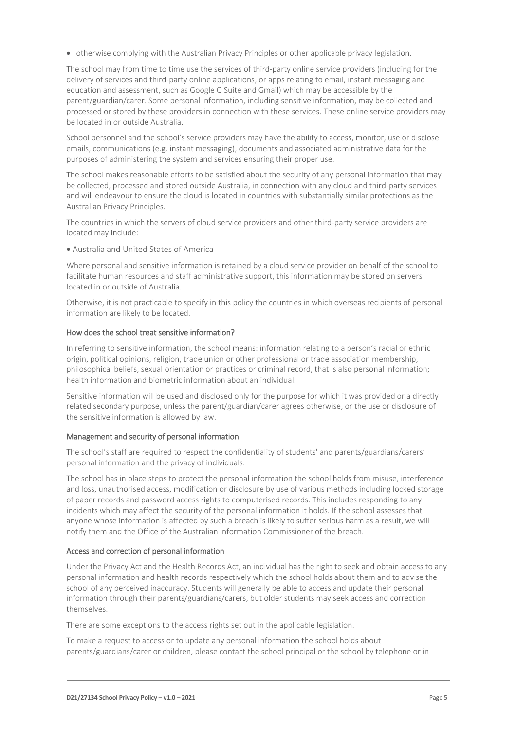- otherwise complying with the Australian Privacy Principles or other applicable privacy legislation.

The school may from time to time use the services of third-party online service providers (including for the delivery of services and third-party online applications, or apps relating to email, instant messaging and education and assessment, such as Google G Suite and Gmail) which may be accessible by the parent/guardian/carer. Some personal information, including sensitive information, may be collected and processed or stored by these providers in connection with these services. These online service providers may be located in or outside Australia.

School personnel and the school's service providers may have the ability to access, monitor, use or disclose emails, communications (e.g. instant messaging), documents and associated administrative data for the purposes of administering the system and services ensuring their proper use.

The school makes reasonable efforts to be satisfied about the security of any personal information that may be collected, processed and stored outside Australia, in connection with any cloud and third-party services and will endeavour to ensure the cloud is located in countries with substantially similar protections as the Australian Privacy Principles.

The countries in which the servers of cloud service providers and other third-party service providers are located may include:

- Australia and United States of America

Where personal and sensitive information is retained by a cloud service provider on behalf of the school to facilitate human resources and staff administrative support, this information may be stored on servers located in or outside of Australia.

Otherwise, it is not practicable to specify in this policy the countries in which overseas recipients of personal information are likely to be located.

### How does the school treat sensitive information?

In referring to sensitive information, the school means: information relating to a person's racial or ethnic origin, political opinions, religion, trade union or other professional or trade association membership, philosophical beliefs, sexual orientation or practices or criminal record, that is also personal information; health information and biometric information about an individual.

Sensitive information will be used and disclosed only for the purpose for which it was provided or a directly related secondary purpose, unless the parent/guardian/carer agrees otherwise, or the use or disclosure of the sensitive information is allowed by law.

### Management and security of personal information

The school's staff are required to respect the confidentiality of students' and parents/guardians/carers' personal information and the privacy of individuals.

The school has in place steps to protect the personal information the school holds from misuse, interference and loss, unauthorised access, modification or disclosure by use of various methods including locked storage of paper records and password access rights to computerised records. This includes responding to any incidents which may affect the security of the personal information it holds. If the school assesses that anyone whose information is affected by such a breach is likely to suffer serious harm as a result, we will notify them and the Office of the Australian Information Commissioner of the breach.

### Access and correction of personal information

Under the Privacy Act and the Health Records Act, an individual has the right to seek and obtain access to any personal information and health records respectively which the school holds about them and to advise the school of any perceived inaccuracy. Students will generally be able to access and update their personal information through their parents/guardians/carers, but older students may seek access and correction themselves.

There are some exceptions to the access rights set out in the applicable legislation.

To make a request to access or to update any personal information the school holds about parents/guardians/carer or children, please contact the school principal or the school by telephone or in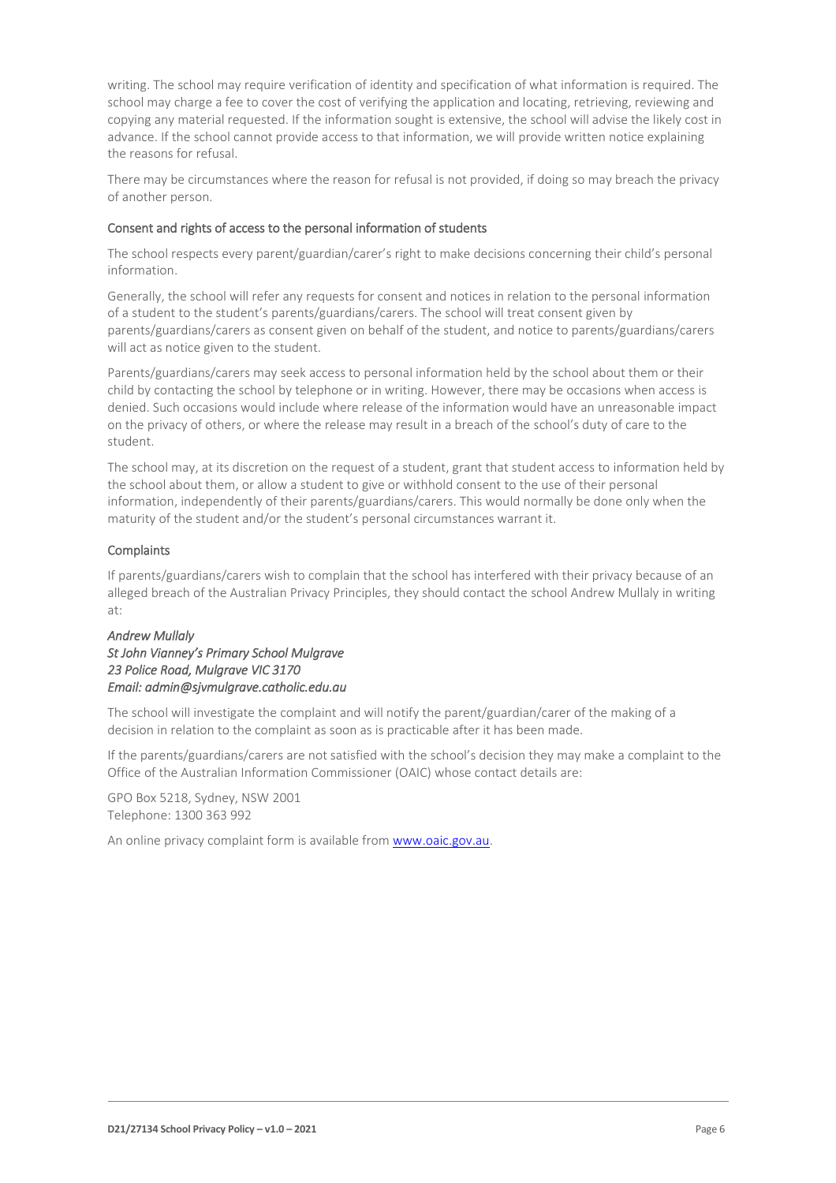writing. The school may require verification of identity and specification of what information is required. The school may charge a fee to cover the cost of verifying the application and locating, retrieving, reviewing and copying any material requested. If the information sought is extensive, the school will advise the likely cost in advance. If the school cannot provide access to that information, we will provide written notice explaining the reasons for refusal.

There may be circumstances where the reason for refusal is not provided, if doing so may breach the privacy of another person.

### Consent and rights of access to the personal information of students

The school respects every parent/guardian/carer's right to make decisions concerning their child's personal information.

Generally, the school will refer any requests for consent and notices in relation to the personal information of a student to the student's parents/guardians/carers. The school will treat consent given by parents/guardians/carers as consent given on behalf of the student, and notice to parents/guardians/carers will act as notice given to the student.

Parents/guardians/carers may seek access to personal information held by the school about them or their child by contacting the school by telephone or in writing. However, there may be occasions when access is denied. Such occasions would include where release of the information would have an unreasonable impact on the privacy of others, or where the release may result in a breach of the school's duty of care to the student.

The school may, at its discretion on the request of a student, grant that student access to information held by the school about them, or allow a student to give or withhold consent to the use of their personal information, independently of their parents/guardians/carers. This would normally be done only when the maturity of the student and/or the student's personal circumstances warrant it.

### Complaints

If parents/guardians/carers wish to complain that the school has interfered with their privacy because of an alleged breach of the Australian Privacy Principles, they should contact the school Andrew Mullaly in writing at:

*Andrew Mullaly*
*St John Vianney's Primary School Mulgrave*
*23 Police Road, Mulgrave VIC 3170*
*Email: admin@sjvmulgrave.catholic.edu.au*

The school will investigate the complaint and will notify the parent/guardian/carer of the making of a decision in relation to the complaint as soon as is practicable after it has been made.

If the parents/guardians/carers are not satisfied with the school's decision they may make a complaint to the Office of the Australian Information Commissioner (OAIC) whose contact details are:

GPO Box 5218, Sydney, NSW 2001
Telephone: 1300 363 992

An online privacy complaint form is available from [www.oaic.gov.au](http://www.oaic.gov.au).